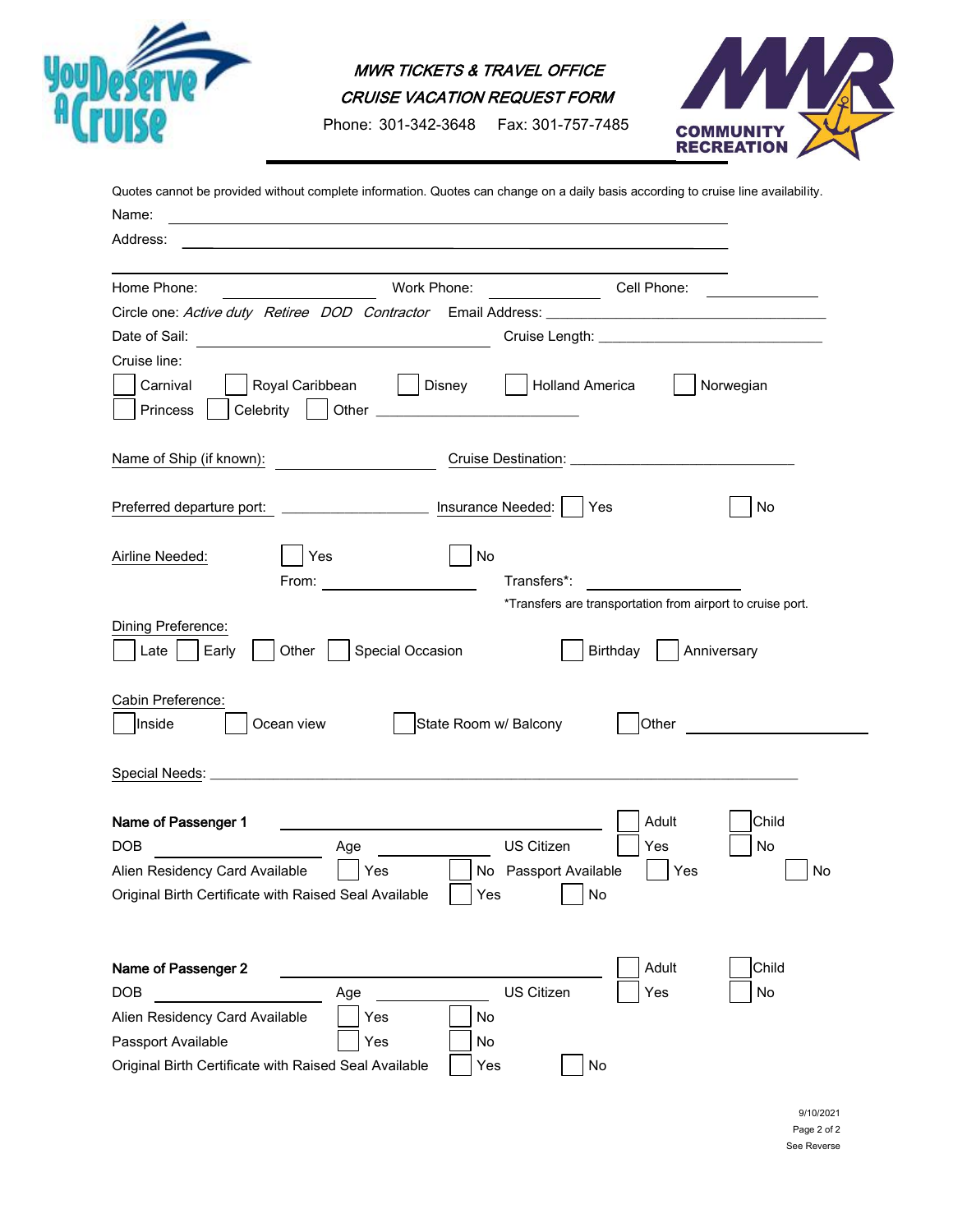# MWR TICKETS & TRAVEL OFFICE

## CRUISE VACATION REQUEST FORM

Phone: 301-342-3648 Fax: 301-757-7485

Quotes cannot be provided without complete information. Quotes can change on a daily basis according to cruise line availability.

Name: ______________________________________________

Address: ______________________________________________

______________________________________________

Home Phone: ______________ Work Phone: ______________ Cell Phone: ______________

Circle one: *Active duty Retiree DOD Contractor* Email Address: ______________________________

Date of Sail: ______________________ Cruise Length: ______________________

Cruise line:

- ☐ Carnival
- ☐ Royal Caribbean
- ☐ Disney
- ☐ Holland America
- ☐ Norwegian
- ☐ Princess
- ☐ Celebrity
- ☐ Other ______________________

Name of Ship (if known): ______________ Cruise Destination: ______________________

Preferred departure port: ______________ Insurance Needed: ☐ Yes ☐ No

Airline Needed: ☐ Yes ☐ No

From: ______________ Transfers*: ______________

*Transfers are transportation from airport to cruise port.

Dining Preference:

☐ Late ☐ Early ☐ Other ☐ Special Occasion ☐ Birthday ☐ Anniversary

Cabin Preference:

☐ Inside ☐ Ocean view ☐ State Room w/ Balcony ☐ Other ______________

Special Needs: ______________________________________________

**Name of Passenger 1** ______________________ ☐ Adult ☐ Child

DOB ______________ Age ______________ US Citizen ☐ Yes ☐ No

Alien Residency Card Available ☐ Yes ☐ No Passport Available ☐ Yes ☐ No

Original Birth Certificate with Raised Seal Available ☐ Yes ☐ No

**Name of Passenger 2** ______________________ ☐ Adult ☐ Child

DOB ______________ Age ______________ US Citizen ☐ Yes ☐ No

Alien Residency Card Available ☐ Yes ☐ No

Passport Available ☐ Yes ☐ No

Original Birth Certificate with Raised Seal Available ☐ Yes ☐ No

9/10/2021

See Reverse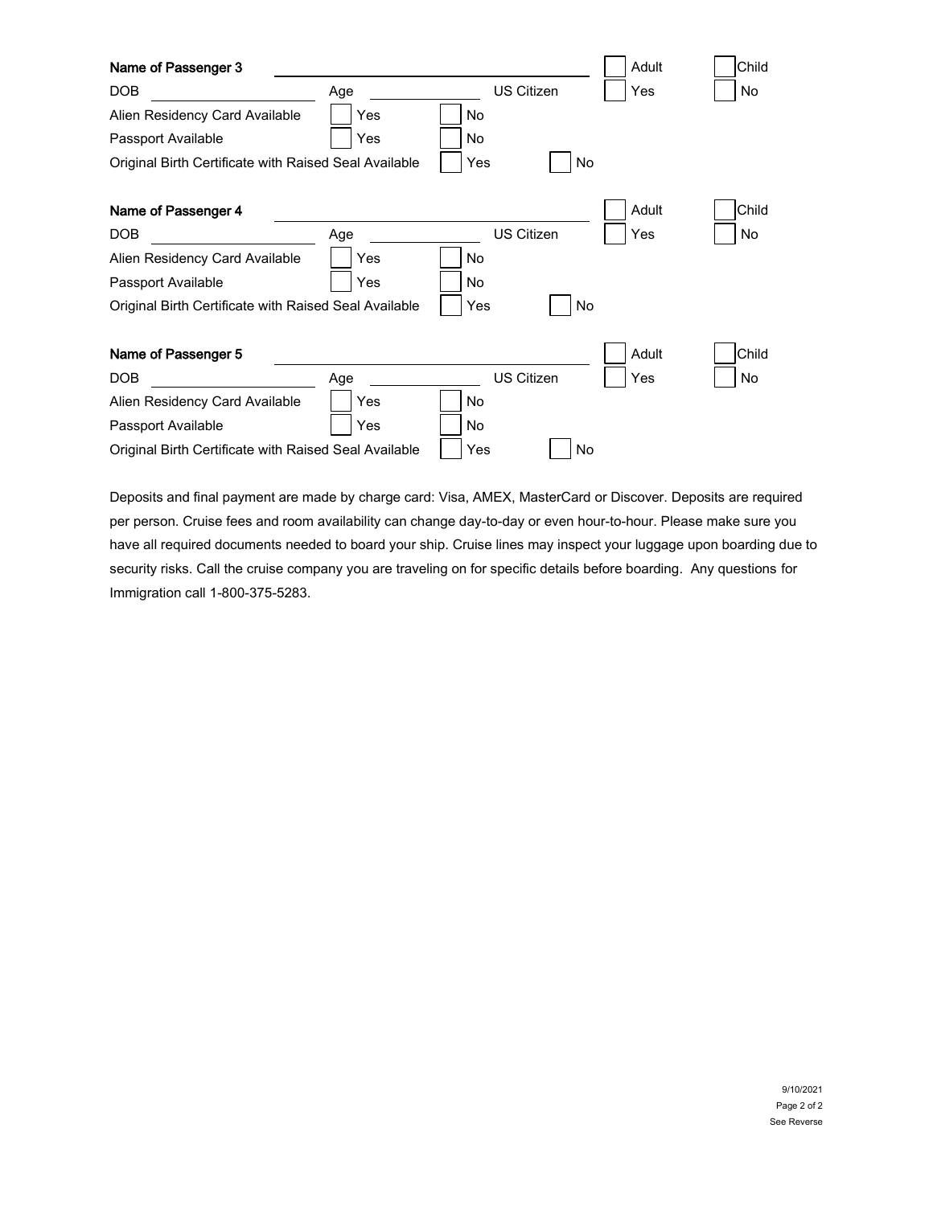**Name of Passenger 3** ______________________________ ☐ Adult ☐ Child

DOB ____________________ Age ______________ US Citizen ☐ Yes ☐ No

Alien Residency Card Available ☐ Yes ☐ No

Passport Available ☐ Yes ☐ No

Original Birth Certificate with Raised Seal Available ☐ Yes ☐ No

**Name of Passenger 4** ______________________________ ☐ Adult ☐ Child

DOB ____________________ Age ______________ US Citizen ☐ Yes ☐ No

Alien Residency Card Available ☐ Yes ☐ No

Passport Available ☐ Yes ☐ No

Original Birth Certificate with Raised Seal Available ☐ Yes ☐ No

**Name of Passenger 5** ______________________________ ☐ Adult ☐ Child

DOB ____________________ Age ______________ US Citizen ☐ Yes ☐ No

Alien Residency Card Available ☐ Yes ☐ No

Passport Available ☐ Yes ☐ No

Original Birth Certificate with Raised Seal Available ☐ Yes ☐ No

Deposits and final payment are made by charge card: Visa, AMEX, MasterCard or Discover. Deposits are required per person. Cruise fees and room availability can change day-to-day or even hour-to-hour. Please make sure you have all required documents needed to board your ship. Cruise lines may inspect your luggage upon boarding due to security risks. Call the cruise company you are traveling on for specific details before boarding. Any questions for Immigration call 1-800-375-5283.

9/10/2021

See Reverse